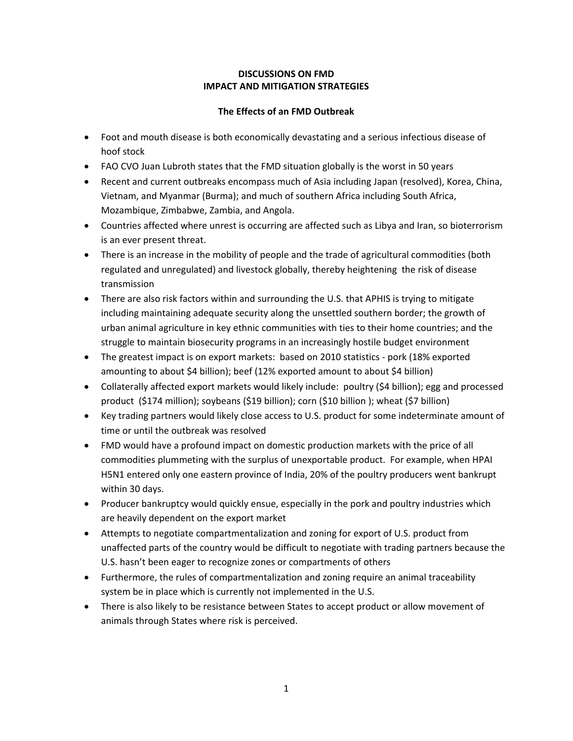# DISCUSSIONS ON FMD
# IMPACT AND MITIGATION STRATEGIES

## The Effects of an FMD Outbreak

- Foot and mouth disease is both economically devastating and a serious infectious disease of hoof stock
- FAO CVO Juan Lubroth states that the FMD situation globally is the worst in 50 years
- Recent and current outbreaks encompass much of Asia including Japan (resolved), Korea, China, Vietnam, and Myanmar (Burma); and much of southern Africa including South Africa, Mozambique, Zimbabwe, Zambia, and Angola.
- Countries affected where unrest is occurring are affected such as Libya and Iran, so bioterrorism is an ever present threat.
- There is an increase in the mobility of people and the trade of agricultural commodities (both regulated and unregulated) and livestock globally, thereby heightening the risk of disease transmission
- There are also risk factors within and surrounding the U.S. that APHIS is trying to mitigate including maintaining adequate security along the unsettled southern border; the growth of urban animal agriculture in key ethnic communities with ties to their home countries; and the struggle to maintain biosecurity programs in an increasingly hostile budget environment
- The greatest impact is on export markets: based on 2010 statistics - pork (18% exported amounting to about $4 billion); beef (12% exported amount to about $4 billion)
- Collaterally affected export markets would likely include: poultry ($4 billion); egg and processed product ($174 million); soybeans ($19 billion); corn ($10 billion ); wheat ($7 billion)
- Key trading partners would likely close access to U.S. product for some indeterminate amount of time or until the outbreak was resolved
- FMD would have a profound impact on domestic production markets with the price of all commodities plummeting with the surplus of unexportable product. For example, when HPAI H5N1 entered only one eastern province of India, 20% of the poultry producers went bankrupt within 30 days.
- Producer bankruptcy would quickly ensue, especially in the pork and poultry industries which are heavily dependent on the export market
- Attempts to negotiate compartmentalization and zoning for export of U.S. product from unaffected parts of the country would be difficult to negotiate with trading partners because the U.S. hasn't been eager to recognize zones or compartments of others
- Furthermore, the rules of compartmentalization and zoning require an animal traceability system be in place which is currently not implemented in the U.S.
- There is also likely to be resistance between States to accept product or allow movement of animals through States where risk is perceived.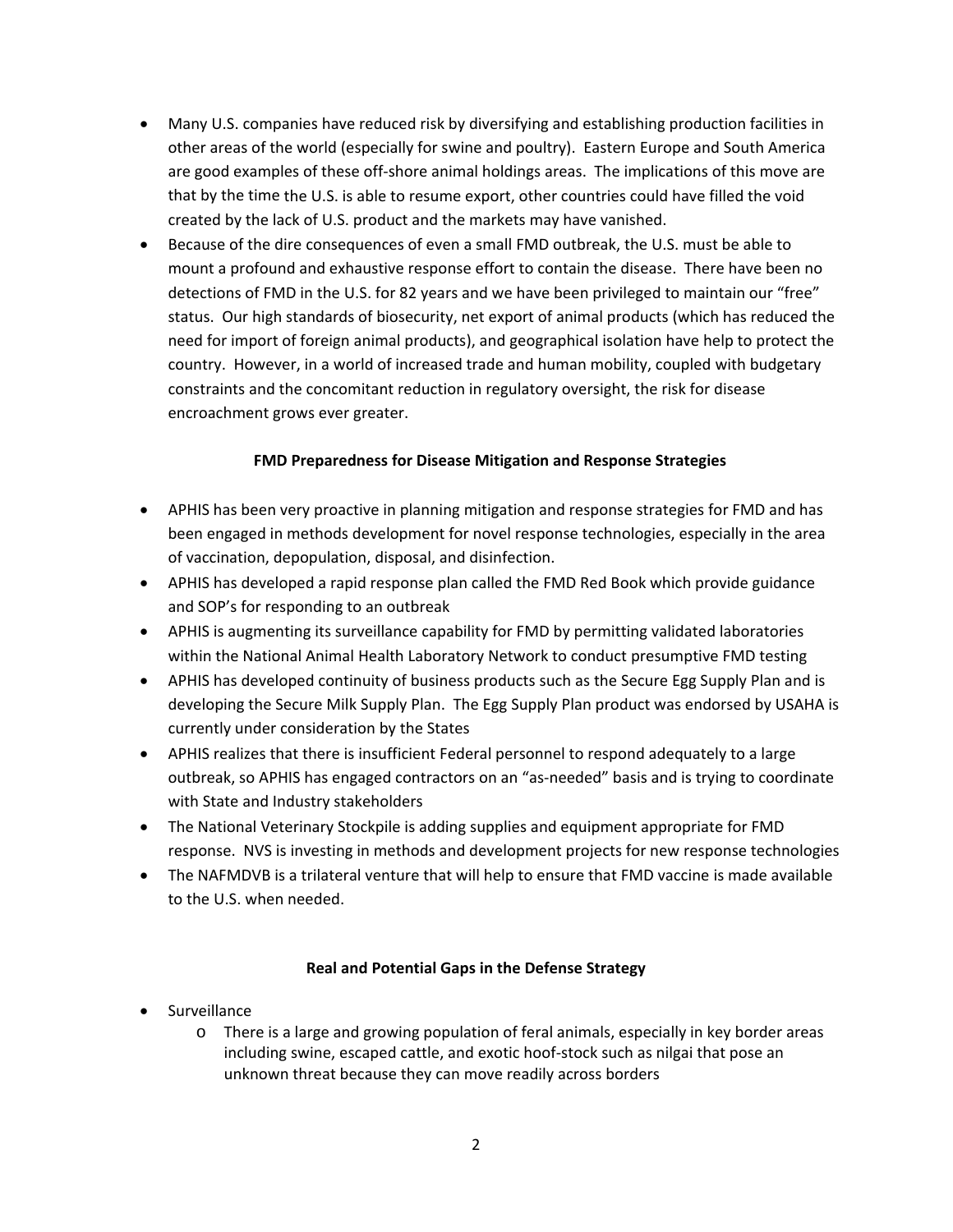- Many U.S. companies have reduced risk by diversifying and establishing production facilities in other areas of the world (especially for swine and poultry). Eastern Europe and South America are good examples of these off-shore animal holdings areas. The implications of this move are that by the time the U.S. is able to resume export, other countries could have filled the void created by the lack of U.S. product and the markets may have vanished.
- Because of the dire consequences of even a small FMD outbreak, the U.S. must be able to mount a profound and exhaustive response effort to contain the disease. There have been no detections of FMD in the U.S. for 82 years and we have been privileged to maintain our "free" status. Our high standards of biosecurity, net export of animal products (which has reduced the need for import of foreign animal products), and geographical isolation have help to protect the country. However, in a world of increased trade and human mobility, coupled with budgetary constraints and the concomitant reduction in regulatory oversight, the risk for disease encroachment grows ever greater.

**FMD Preparedness for Disease Mitigation and Response Strategies**

- APHIS has been very proactive in planning mitigation and response strategies for FMD and has been engaged in methods development for novel response technologies, especially in the area of vaccination, depopulation, disposal, and disinfection.
- APHIS has developed a rapid response plan called the FMD Red Book which provide guidance and SOP's for responding to an outbreak
- APHIS is augmenting its surveillance capability for FMD by permitting validated laboratories within the National Animal Health Laboratory Network to conduct presumptive FMD testing
- APHIS has developed continuity of business products such as the Secure Egg Supply Plan and is developing the Secure Milk Supply Plan. The Egg Supply Plan product was endorsed by USAHA is currently under consideration by the States
- APHIS realizes that there is insufficient Federal personnel to respond adequately to a large outbreak, so APHIS has engaged contractors on an "as-needed" basis and is trying to coordinate with State and Industry stakeholders
- The National Veterinary Stockpile is adding supplies and equipment appropriate for FMD response. NVS is investing in methods and development projects for new response technologies
- The NAFMDVB is a trilateral venture that will help to ensure that FMD vaccine is made available to the U.S. when needed.

**Real and Potential Gaps in the Defense Strategy**

- Surveillance
  - There is a large and growing population of feral animals, especially in key border areas including swine, escaped cattle, and exotic hoof-stock such as nilgai that pose an unknown threat because they can move readily across borders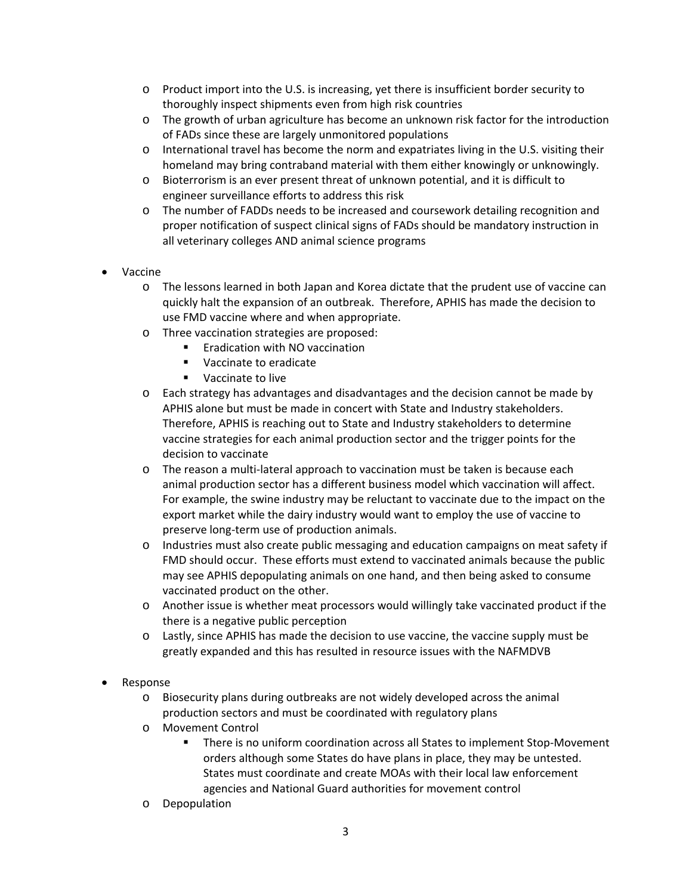- Product import into the U.S. is increasing, yet there is insufficient border security to thoroughly inspect shipments even from high risk countries
  - The growth of urban agriculture has become an unknown risk factor for the introduction of FADs since these are largely unmonitored populations
  - International travel has become the norm and expatriates living in the U.S. visiting their homeland may bring contraband material with them either knowingly or unknowingly.
  - Bioterrorism is an ever present threat of unknown potential, and it is difficult to engineer surveillance efforts to address this risk
  - The number of FADDs needs to be increased and coursework detailing recognition and proper notification of suspect clinical signs of FADs should be mandatory instruction in all veterinary colleges AND animal science programs

- Vaccine
  - The lessons learned in both Japan and Korea dictate that the prudent use of vaccine can quickly halt the expansion of an outbreak. Therefore, APHIS has made the decision to use FMD vaccine where and when appropriate.
  - Three vaccination strategies are proposed:
    - Eradication with NO vaccination
    - Vaccinate to eradicate
    - Vaccinate to live
  - Each strategy has advantages and disadvantages and the decision cannot be made by APHIS alone but must be made in concert with State and Industry stakeholders. Therefore, APHIS is reaching out to State and Industry stakeholders to determine vaccine strategies for each animal production sector and the trigger points for the decision to vaccinate
  - The reason a multi-lateral approach to vaccination must be taken is because each animal production sector has a different business model which vaccination will affect. For example, the swine industry may be reluctant to vaccinate due to the impact on the export market while the dairy industry would want to employ the use of vaccine to preserve long-term use of production animals.
  - Industries must also create public messaging and education campaigns on meat safety if FMD should occur. These efforts must extend to vaccinated animals because the public may see APHIS depopulating animals on one hand, and then being asked to consume vaccinated product on the other.
  - Another issue is whether meat processors would willingly take vaccinated product if the there is a negative public perception
  - Lastly, since APHIS has made the decision to use vaccine, the vaccine supply must be greatly expanded and this has resulted in resource issues with the NAFMDVB

- Response
  - Biosecurity plans during outbreaks are not widely developed across the animal production sectors and must be coordinated with regulatory plans
  - Movement Control
    - There is no uniform coordination across all States to implement Stop-Movement orders although some States do have plans in place, they may be untested. States must coordinate and create MOAs with their local law enforcement agencies and National Guard authorities for movement control
  - Depopulation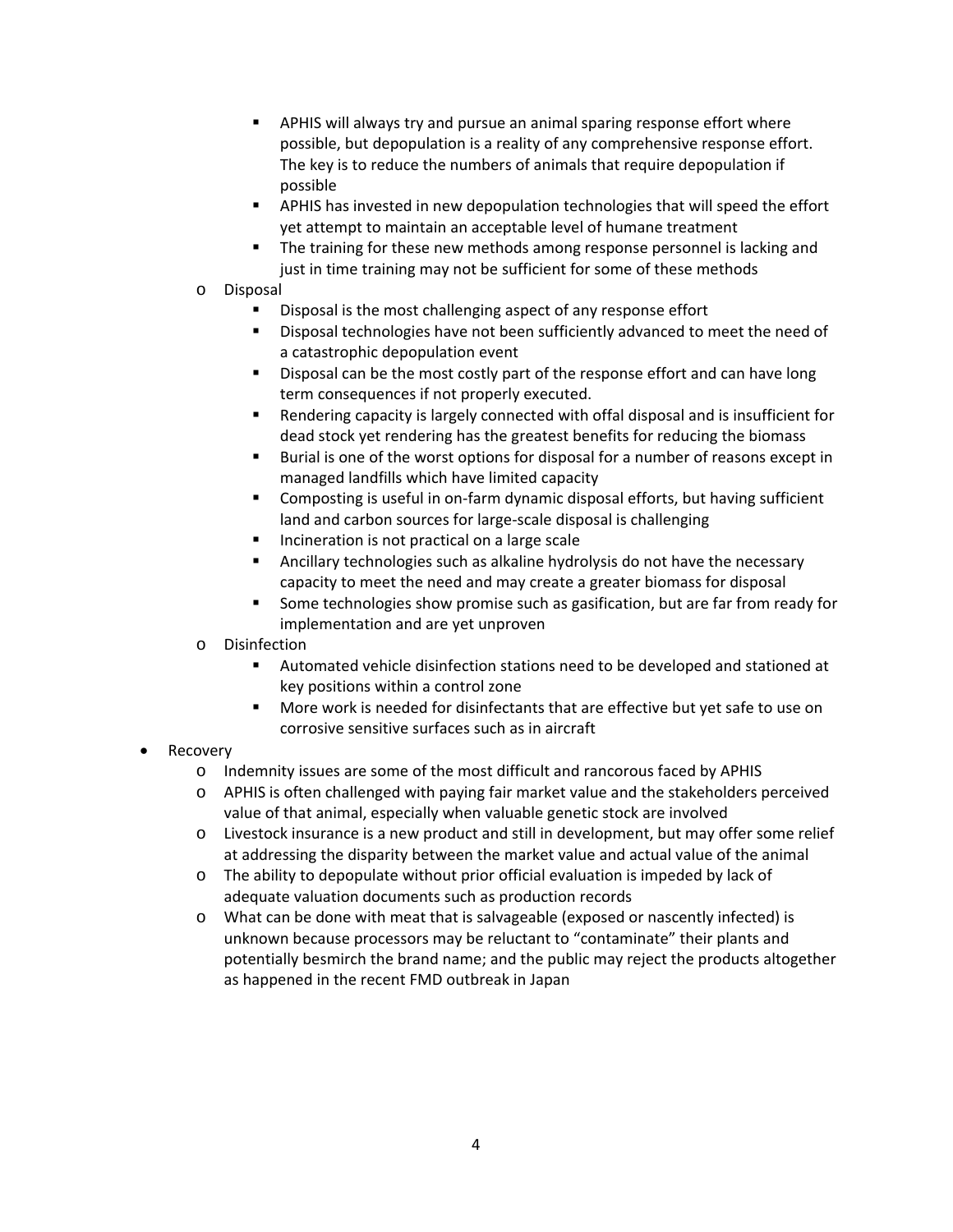- APHIS will always try and pursue an animal sparing response effort where possible, but depopulation is a reality of any comprehensive response effort. The key is to reduce the numbers of animals that require depopulation if possible
    - APHIS has invested in new depopulation technologies that will speed the effort yet attempt to maintain an acceptable level of humane treatment
    - The training for these new methods among response personnel is lacking and just in time training may not be sufficient for some of these methods
  - Disposal
    - Disposal is the most challenging aspect of any response effort
    - Disposal technologies have not been sufficiently advanced to meet the need of a catastrophic depopulation event
    - Disposal can be the most costly part of the response effort and can have long term consequences if not properly executed.
    - Rendering capacity is largely connected with offal disposal and is insufficient for dead stock yet rendering has the greatest benefits for reducing the biomass
    - Burial is one of the worst options for disposal for a number of reasons except in managed landfills which have limited capacity
    - Composting is useful in on-farm dynamic disposal efforts, but having sufficient land and carbon sources for large-scale disposal is challenging
    - Incineration is not practical on a large scale
    - Ancillary technologies such as alkaline hydrolysis do not have the necessary capacity to meet the need and may create a greater biomass for disposal
    - Some technologies show promise such as gasification, but are far from ready for implementation and are yet unproven
  - Disinfection
    - Automated vehicle disinfection stations need to be developed and stationed at key positions within a control zone
    - More work is needed for disinfectants that are effective but yet safe to use on corrosive sensitive surfaces such as in aircraft
- Recovery
  - Indemnity issues are some of the most difficult and rancorous faced by APHIS
  - APHIS is often challenged with paying fair market value and the stakeholders perceived value of that animal, especially when valuable genetic stock are involved
  - Livestock insurance is a new product and still in development, but may offer some relief at addressing the disparity between the market value and actual value of the animal
  - The ability to depopulate without prior official evaluation is impeded by lack of adequate valuation documents such as production records
  - What can be done with meat that is salvageable (exposed or nascently infected) is unknown because processors may be reluctant to "contaminate" their plants and potentially besmirch the brand name; and the public may reject the products altogether as happened in the recent FMD outbreak in Japan